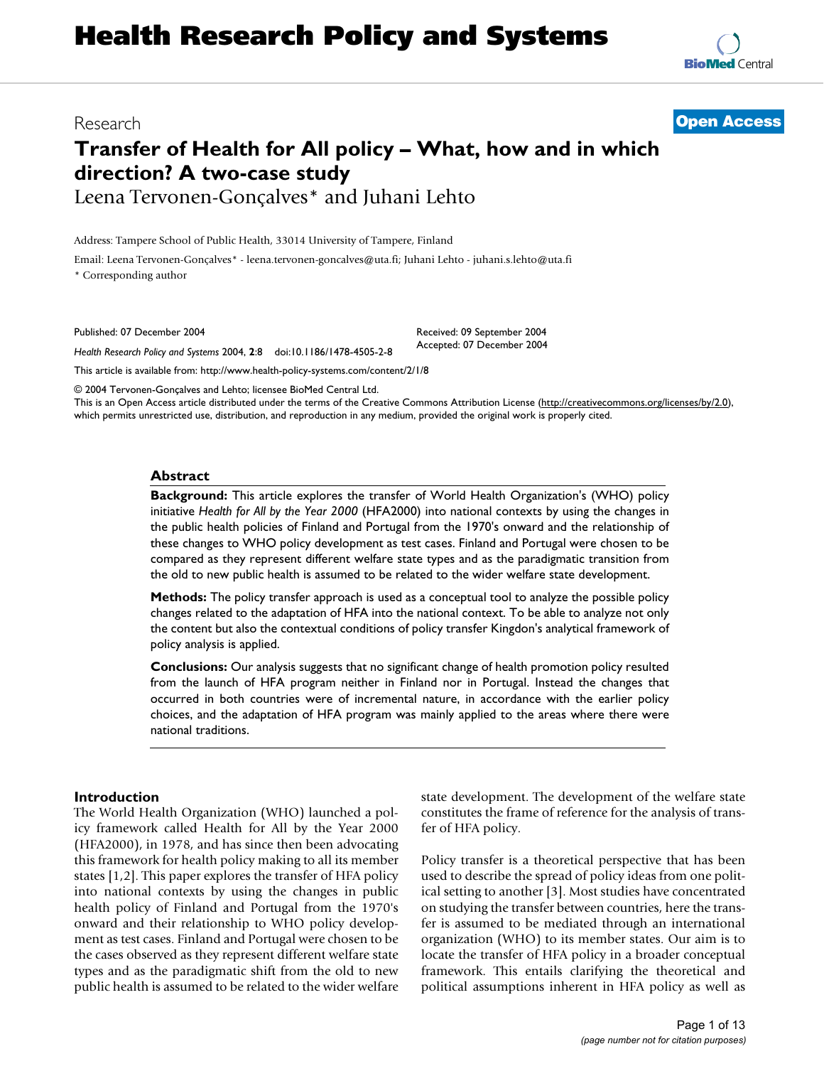Research

**Open Access**

# Transfer of Health for All policy – What, how and in which direction? A two-case study

Leena Tervonen-Gonçalves* and Juhani Lehto

Address: Tampere School of Public Health, 33014 University of Tampere, Finland

Email: Leena Tervonen-Gonçalves* - leena.tervonen-goncalves@uta.fi; Juhani Lehto - juhani.s.lehto@uta.fi

\* Corresponding author

Published: 07 December 2004

*Health Research Policy and Systems* 2004, **2**:8 doi:10.1186/1478-4505-2-8

Received: 09 September 2004
Accepted: 07 December 2004

This article is available from: http://www.health-policy-systems.com/content/2/1/8

© 2004 Tervonen-Gonçalves and Lehto; licensee BioMed Central Ltd.

This is an Open Access article distributed under the terms of the Creative Commons Attribution License (http://creativecommons.org/licenses/by/2.0), which permits unrestricted use, distribution, and reproduction in any medium, provided the original work is properly cited.

## Abstract

**Background:** This article explores the transfer of World Health Organization's (WHO) policy initiative *Health for All by the Year 2000* (HFA2000) into national contexts by using the changes in the public health policies of Finland and Portugal from the 1970's onward and the relationship of these changes to WHO policy development as test cases. Finland and Portugal were chosen to be compared as they represent different welfare state types and as the paradigmatic transition from the old to new public health is assumed to be related to the wider welfare state development.

**Methods:** The policy transfer approach is used as a conceptual tool to analyze the possible policy changes related to the adaptation of HFA into the national context. To be able to analyze not only the content but also the contextual conditions of policy transfer Kingdon's analytical framework of policy analysis is applied.

**Conclusions:** Our analysis suggests that no significant change of health promotion policy resulted from the launch of HFA program neither in Finland nor in Portugal. Instead the changes that occurred in both countries were of incremental nature, in accordance with the earlier policy choices, and the adaptation of HFA program was mainly applied to the areas where there were national traditions.

## Introduction

The World Health Organization (WHO) launched a policy framework called Health for All by the Year 2000 (HFA2000), in 1978, and has since then been advocating this framework for health policy making to all its member states [1,2]. This paper explores the transfer of HFA policy into national contexts by using the changes in public health policy of Finland and Portugal from the 1970's onward and their relationship to WHO policy development as test cases. Finland and Portugal were chosen to be the cases observed as they represent different welfare state types and as the paradigmatic shift from the old to new public health is assumed to be related to the wider welfare state development. The development of the welfare state constitutes the frame of reference for the analysis of transfer of HFA policy.

Policy transfer is a theoretical perspective that has been used to describe the spread of policy ideas from one political setting to another [3]. Most studies have concentrated on studying the transfer between countries, here the transfer is assumed to be mediated through an international organization (WHO) to its member states. Our aim is to locate the transfer of HFA policy in a broader conceptual framework. This entails clarifying the theoretical and political assumptions inherent in HFA policy as well as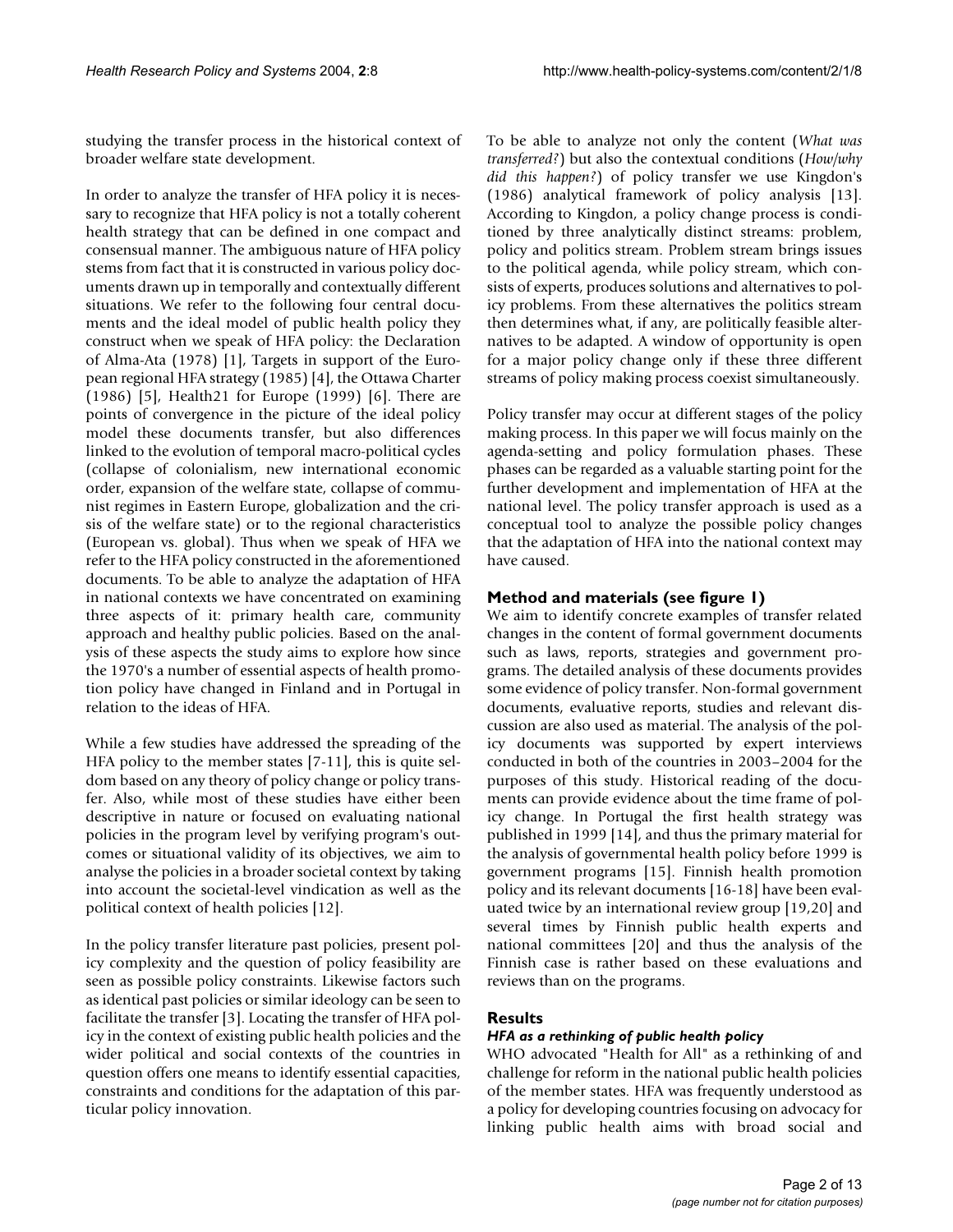studying the transfer process in the historical context of broader welfare state development.

In order to analyze the transfer of HFA policy it is necessary to recognize that HFA policy is not a totally coherent health strategy that can be defined in one compact and consensual manner. The ambiguous nature of HFA policy stems from fact that it is constructed in various policy documents drawn up in temporally and contextually different situations. We refer to the following four central documents and the ideal model of public health policy they construct when we speak of HFA policy: the Declaration of Alma-Ata (1978) [1], Targets in support of the European regional HFA strategy (1985) [4], the Ottawa Charter (1986) [5], Health21 for Europe (1999) [6]. There are points of convergence in the picture of the ideal policy model these documents transfer, but also differences linked to the evolution of temporal macro-political cycles (collapse of colonialism, new international economic order, expansion of the welfare state, collapse of communist regimes in Eastern Europe, globalization and the crisis of the welfare state) or to the regional characteristics (European vs. global). Thus when we speak of HFA we refer to the HFA policy constructed in the aforementioned documents. To be able to analyze the adaptation of HFA in national contexts we have concentrated on examining three aspects of it: primary health care, community approach and healthy public policies. Based on the analysis of these aspects the study aims to explore how since the 1970's a number of essential aspects of health promotion policy have changed in Finland and in Portugal in relation to the ideas of HFA.

While a few studies have addressed the spreading of the HFA policy to the member states [7-11], this is quite seldom based on any theory of policy change or policy transfer. Also, while most of these studies have either been descriptive in nature or focused on evaluating national policies in the program level by verifying program's outcomes or situational validity of its objectives, we aim to analyse the policies in a broader societal context by taking into account the societal-level vindication as well as the political context of health policies [12].

In the policy transfer literature past policies, present policy complexity and the question of policy feasibility are seen as possible policy constraints. Likewise factors such as identical past policies or similar ideology can be seen to facilitate the transfer [3]. Locating the transfer of HFA policy in the context of existing public health policies and the wider political and social contexts of the countries in question offers one means to identify essential capacities, constraints and conditions for the adaptation of this particular policy innovation.

To be able to analyze not only the content (*What was transferred?*) but also the contextual conditions (*How/why did this happen?*) of policy transfer we use Kingdon's (1986) analytical framework of policy analysis [13]. According to Kingdon, a policy change process is conditioned by three analytically distinct streams: problem, policy and politics stream. Problem stream brings issues to the political agenda, while policy stream, which consists of experts, produces solutions and alternatives to policy problems. From these alternatives the politics stream then determines what, if any, are politically feasible alternatives to be adapted. A window of opportunity is open for a major policy change only if these three different streams of policy making process coexist simultaneously.

Policy transfer may occur at different stages of the policy making process. In this paper we will focus mainly on the agenda-setting and policy formulation phases. These phases can be regarded as a valuable starting point for the further development and implementation of HFA at the national level. The policy transfer approach is used as a conceptual tool to analyze the possible policy changes that the adaptation of HFA into the national context may have caused.

## Method and materials (see figure 1)

We aim to identify concrete examples of transfer related changes in the content of formal government documents such as laws, reports, strategies and government programs. The detailed analysis of these documents provides some evidence of policy transfer. Non-formal government documents, evaluative reports, studies and relevant discussion are also used as material. The analysis of the policy documents was supported by expert interviews conducted in both of the countries in 2003–2004 for the purposes of this study. Historical reading of the documents can provide evidence about the time frame of policy change. In Portugal the first health strategy was published in 1999 [14], and thus the primary material for the analysis of governmental health policy before 1999 is government programs [15]. Finnish health promotion policy and its relevant documents [16-18] have been evaluated twice by an international review group [19,20] and several times by Finnish public health experts and national committees [20] and thus the analysis of the Finnish case is rather based on these evaluations and reviews than on the programs.

## Results

### *HFA as a rethinking of public health policy*

WHO advocated "Health for All" as a rethinking of and challenge for reform in the national public health policies of the member states. HFA was frequently understood as a policy for developing countries focusing on advocacy for linking public health aims with broad social and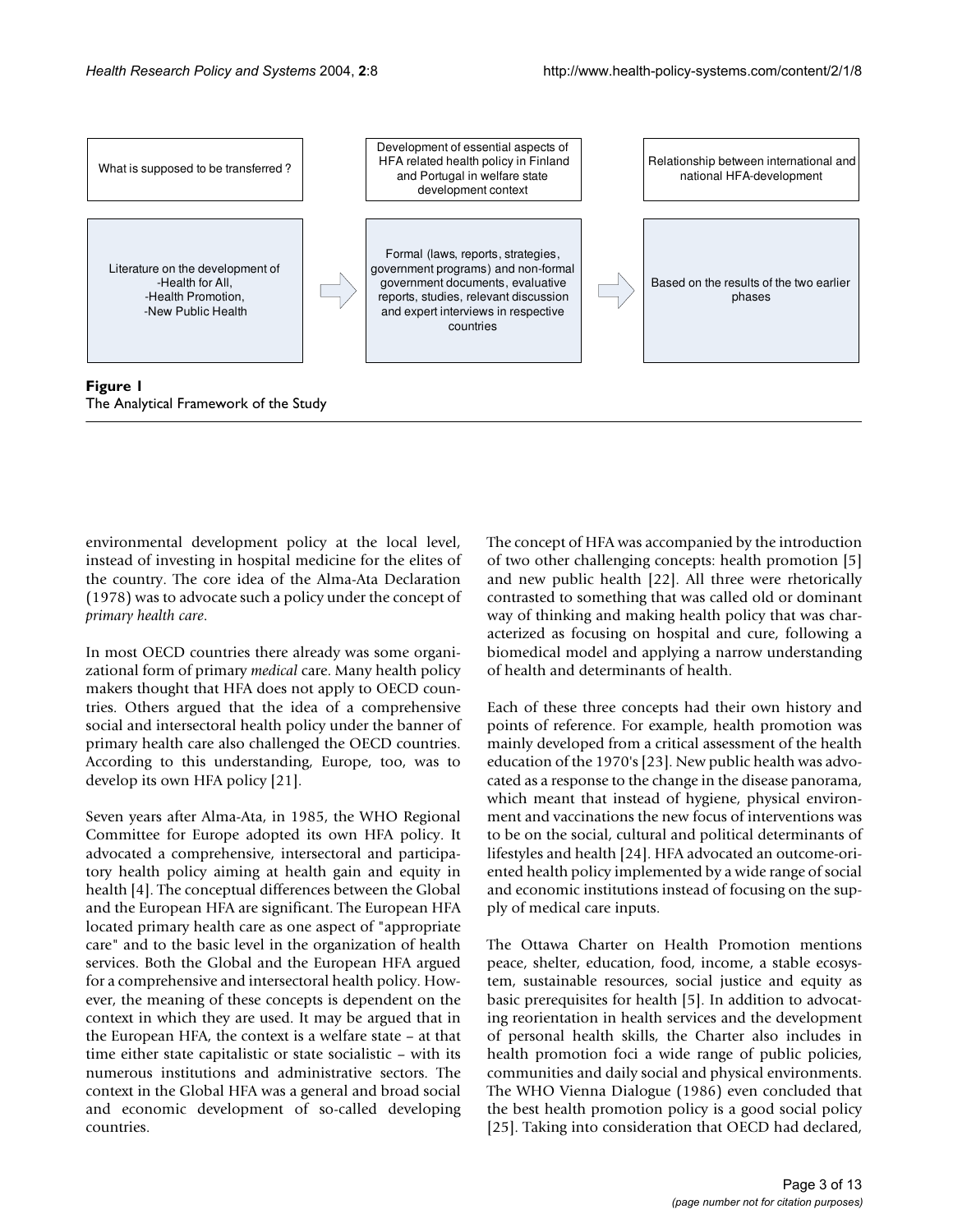| What is supposed to be transferred ? | | Development of essential aspects of HFA related health policy in Finland and Portugal in welfare state development context | | Relationship between international and national HFA-development |
|---|---|---|---|---|
| Literature on the development of -Health for All, -Health Promotion, -New Public Health | ⇨ | Formal (laws, reports, strategies, government programs) and non-formal government documents, evaluative reports, studies, relevant discussion and expert interviews in respective countries | ⇨ | Based on the results of the two earlier phases |

**Figure 1**
The Analytical Framework of the Study

environmental development policy at the local level, instead of investing in hospital medicine for the elites of the country. The core idea of the Alma-Ata Declaration (1978) was to advocate such a policy under the concept of *primary health care*.

In most OECD countries there already was some organizational form of primary *medical* care. Many health policy makers thought that HFA does not apply to OECD countries. Others argued that the idea of a comprehensive social and intersectoral health policy under the banner of primary health care also challenged the OECD countries. According to this understanding, Europe, too, was to develop its own HFA policy [21].

Seven years after Alma-Ata, in 1985, the WHO Regional Committee for Europe adopted its own HFA policy. It advocated a comprehensive, intersectoral and participatory health policy aiming at health gain and equity in health [4]. The conceptual differences between the Global and the European HFA are significant. The European HFA located primary health care as one aspect of "appropriate care" and to the basic level in the organization of health services. Both the Global and the European HFA argued for a comprehensive and intersectoral health policy. However, the meaning of these concepts is dependent on the context in which they are used. It may be argued that in the European HFA, the context is a welfare state – at that time either state capitalistic or state socialistic – with its numerous institutions and administrative sectors. The context in the Global HFA was a general and broad social and economic development of so-called developing countries.

The concept of HFA was accompanied by the introduction of two other challenging concepts: health promotion [5] and new public health [22]. All three were rhetorically contrasted to something that was called old or dominant way of thinking and making health policy that was characterized as focusing on hospital and cure, following a biomedical model and applying a narrow understanding of health and determinants of health.

Each of these three concepts had their own history and points of reference. For example, health promotion was mainly developed from a critical assessment of the health education of the 1970's [23]. New public health was advocated as a response to the change in the disease panorama, which meant that instead of hygiene, physical environment and vaccinations the new focus of interventions was to be on the social, cultural and political determinants of lifestyles and health [24]. HFA advocated an outcome-oriented health policy implemented by a wide range of social and economic institutions instead of focusing on the supply of medical care inputs.

The Ottawa Charter on Health Promotion mentions peace, shelter, education, food, income, a stable ecosystem, sustainable resources, social justice and equity as basic prerequisites for health [5]. In addition to advocating reorientation in health services and the development of personal health skills, the Charter also includes in health promotion foci a wide range of public policies, communities and daily social and physical environments. The WHO Vienna Dialogue (1986) even concluded that the best health promotion policy is a good social policy [25]. Taking into consideration that OECD had declared,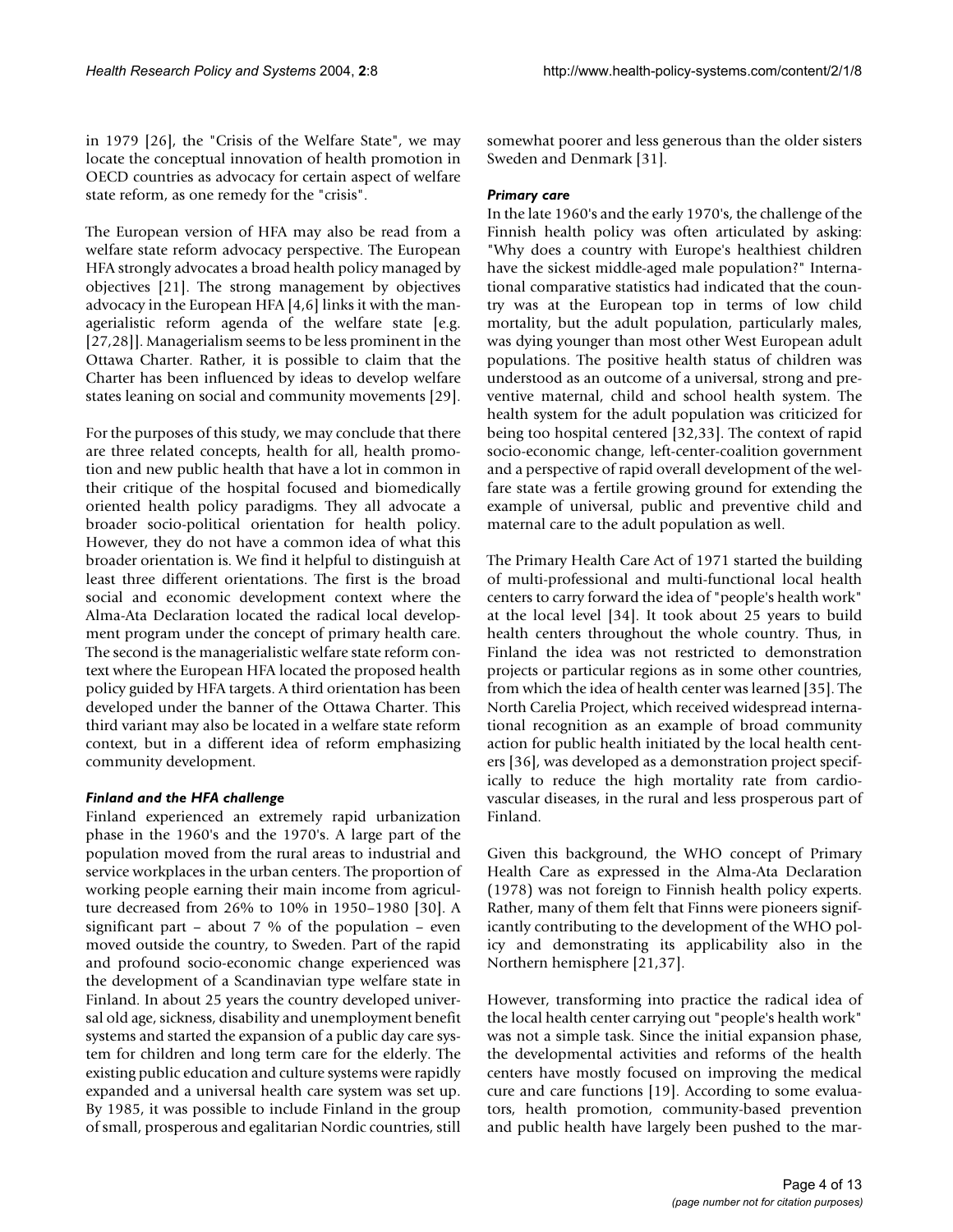in 1979 [26], the "Crisis of the Welfare State", we may locate the conceptual innovation of health promotion in OECD countries as advocacy for certain aspect of welfare state reform, as one remedy for the "crisis".

The European version of HFA may also be read from a welfare state reform advocacy perspective. The European HFA strongly advocates a broad health policy managed by objectives [21]. The strong management by objectives advocacy in the European HFA [4,6] links it with the managerialistic reform agenda of the welfare state [e.g. [27,28]]. Managerialism seems to be less prominent in the Ottawa Charter. Rather, it is possible to claim that the Charter has been influenced by ideas to develop welfare states leaning on social and community movements [29].

For the purposes of this study, we may conclude that there are three related concepts, health for all, health promotion and new public health that have a lot in common in their critique of the hospital focused and biomedically oriented health policy paradigms. They all advocate a broader socio-political orientation for health policy. However, they do not have a common idea of what this broader orientation is. We find it helpful to distinguish at least three different orientations. The first is the broad social and economic development context where the Alma-Ata Declaration located the radical local development program under the concept of primary health care. The second is the managerialistic welfare state reform context where the European HFA located the proposed health policy guided by HFA targets. A third orientation has been developed under the banner of the Ottawa Charter. This third variant may also be located in a welfare state reform context, but in a different idea of reform emphasizing community development.

### *Finland and the HFA challenge*

Finland experienced an extremely rapid urbanization phase in the 1960's and the 1970's. A large part of the population moved from the rural areas to industrial and service workplaces in the urban centers. The proportion of working people earning their main income from agriculture decreased from 26% to 10% in 1950–1980 [30]. A significant part – about 7 % of the population – even moved outside the country, to Sweden. Part of the rapid and profound socio-economic change experienced was the development of a Scandinavian type welfare state in Finland. In about 25 years the country developed universal old age, sickness, disability and unemployment benefit systems and started the expansion of a public day care system for children and long term care for the elderly. The existing public education and culture systems were rapidly expanded and a universal health care system was set up. By 1985, it was possible to include Finland in the group of small, prosperous and egalitarian Nordic countries, still somewhat poorer and less generous than the older sisters Sweden and Denmark [31].

### *Primary care*

In the late 1960's and the early 1970's, the challenge of the Finnish health policy was often articulated by asking: "Why does a country with Europe's healthiest children have the sickest middle-aged male population?" International comparative statistics had indicated that the country was at the European top in terms of low child mortality, but the adult population, particularly males, was dying younger than most other West European adult populations. The positive health status of children was understood as an outcome of a universal, strong and preventive maternal, child and school health system. The health system for the adult population was criticized for being too hospital centered [32,33]. The context of rapid socio-economic change, left-center-coalition government and a perspective of rapid overall development of the welfare state was a fertile growing ground for extending the example of universal, public and preventive child and maternal care to the adult population as well.

The Primary Health Care Act of 1971 started the building of multi-professional and multi-functional local health centers to carry forward the idea of "people's health work" at the local level [34]. It took about 25 years to build health centers throughout the whole country. Thus, in Finland the idea was not restricted to demonstration projects or particular regions as in some other countries, from which the idea of health center was learned [35]. The North Carelia Project, which received widespread international recognition as an example of broad community action for public health initiated by the local health centers [36], was developed as a demonstration project specifically to reduce the high mortality rate from cardiovascular diseases, in the rural and less prosperous part of Finland.

Given this background, the WHO concept of Primary Health Care as expressed in the Alma-Ata Declaration (1978) was not foreign to Finnish health policy experts. Rather, many of them felt that Finns were pioneers significantly contributing to the development of the WHO policy and demonstrating its applicability also in the Northern hemisphere [21,37].

However, transforming into practice the radical idea of the local health center carrying out "people's health work" was not a simple task. Since the initial expansion phase, the developmental activities and reforms of the health centers have mostly focused on improving the medical cure and care functions [19]. According to some evaluators, health promotion, community-based prevention and public health have largely been pushed to the mar-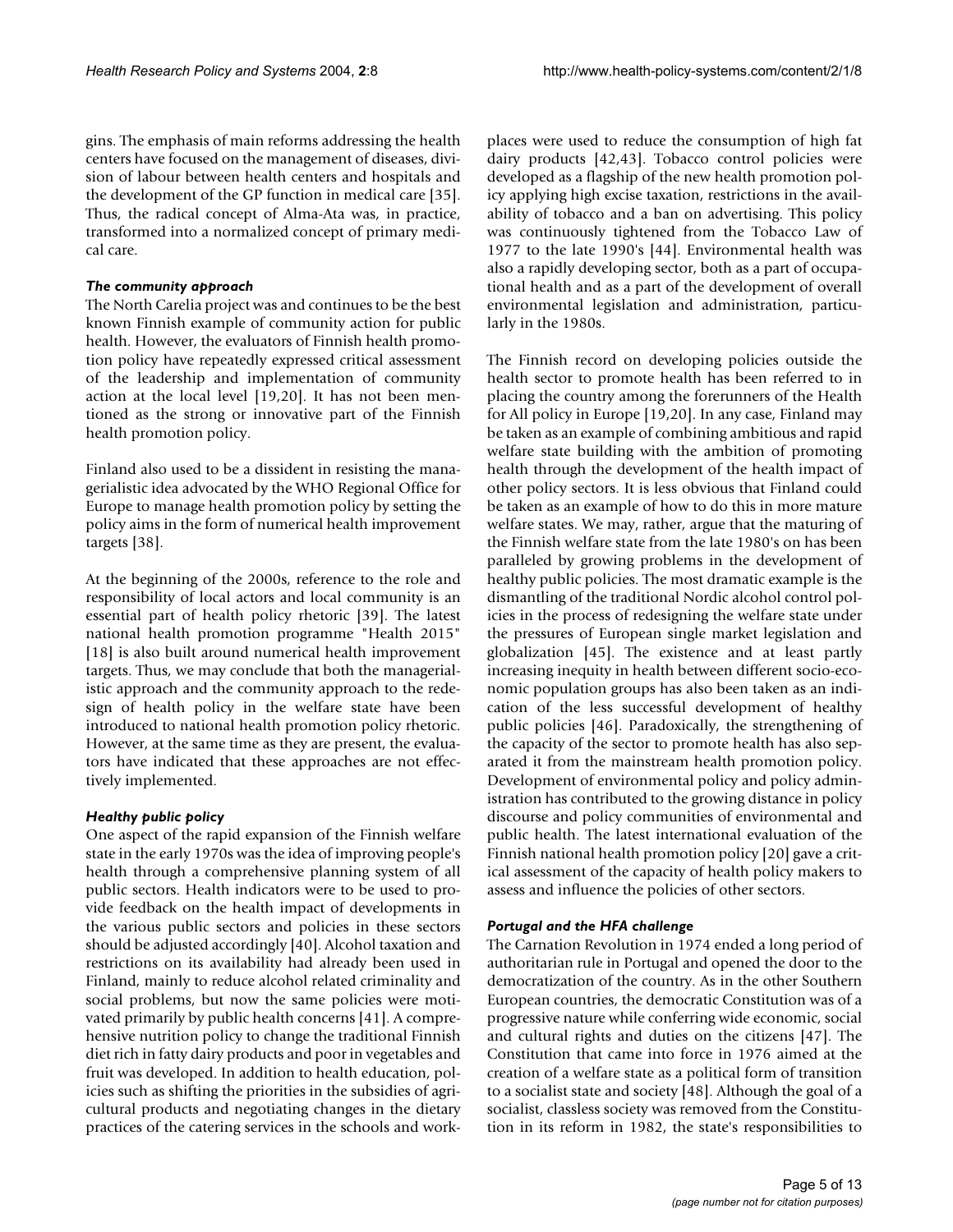gins. The emphasis of main reforms addressing the health centers have focused on the management of diseases, division of labour between health centers and hospitals and the development of the GP function in medical care [35]. Thus, the radical concept of Alma-Ata was, in practice, transformed into a normalized concept of primary medical care.

### *The community approach*

The North Carelia project was and continues to be the best known Finnish example of community action for public health. However, the evaluators of Finnish health promotion policy have repeatedly expressed critical assessment of the leadership and implementation of community action at the local level [19,20]. It has not been mentioned as the strong or innovative part of the Finnish health promotion policy.

Finland also used to be a dissident in resisting the managerialistic idea advocated by the WHO Regional Office for Europe to manage health promotion policy by setting the policy aims in the form of numerical health improvement targets [38].

At the beginning of the 2000s, reference to the role and responsibility of local actors and local community is an essential part of health policy rhetoric [39]. The latest national health promotion programme "Health 2015" [18] is also built around numerical health improvement targets. Thus, we may conclude that both the managerialistic approach and the community approach to the redesign of health policy in the welfare state have been introduced to national health promotion policy rhetoric. However, at the same time as they are present, the evaluators have indicated that these approaches are not effectively implemented.

### *Healthy public policy*

One aspect of the rapid expansion of the Finnish welfare state in the early 1970s was the idea of improving people's health through a comprehensive planning system of all public sectors. Health indicators were to be used to provide feedback on the health impact of developments in the various public sectors and policies in these sectors should be adjusted accordingly [40]. Alcohol taxation and restrictions on its availability had already been used in Finland, mainly to reduce alcohol related criminality and social problems, but now the same policies were motivated primarily by public health concerns [41]. A comprehensive nutrition policy to change the traditional Finnish diet rich in fatty dairy products and poor in vegetables and fruit was developed. In addition to health education, policies such as shifting the priorities in the subsidies of agricultural products and negotiating changes in the dietary practices of the catering services in the schools and workplaces were used to reduce the consumption of high fat dairy products [42,43]. Tobacco control policies were developed as a flagship of the new health promotion policy applying high excise taxation, restrictions in the availability of tobacco and a ban on advertising. This policy was continuously tightened from the Tobacco Law of 1977 to the late 1990's [44]. Environmental health was also a rapidly developing sector, both as a part of occupational health and as a part of the development of overall environmental legislation and administration, particularly in the 1980s.

The Finnish record on developing policies outside the health sector to promote health has been referred to in placing the country among the forerunners of the Health for All policy in Europe [19,20]. In any case, Finland may be taken as an example of combining ambitious and rapid welfare state building with the ambition of promoting health through the development of the health impact of other policy sectors. It is less obvious that Finland could be taken as an example of how to do this in more mature welfare states. We may, rather, argue that the maturing of the Finnish welfare state from the late 1980's on has been paralleled by growing problems in the development of healthy public policies. The most dramatic example is the dismantling of the traditional Nordic alcohol control policies in the process of redesigning the welfare state under the pressures of European single market legislation and globalization [45]. The existence and at least partly increasing inequity in health between different socio-economic population groups has also been taken as an indication of the less successful development of healthy public policies [46]. Paradoxically, the strengthening of the capacity of the sector to promote health has also separated it from the mainstream health promotion policy. Development of environmental policy and policy administration has contributed to the growing distance in policy discourse and policy communities of environmental and public health. The latest international evaluation of the Finnish national health promotion policy [20] gave a critical assessment of the capacity of health policy makers to assess and influence the policies of other sectors.

### *Portugal and the HFA challenge*

The Carnation Revolution in 1974 ended a long period of authoritarian rule in Portugal and opened the door to the democratization of the country. As in the other Southern European countries, the democratic Constitution was of a progressive nature while conferring wide economic, social and cultural rights and duties on the citizens [47]. The Constitution that came into force in 1976 aimed at the creation of a welfare state as a political form of transition to a socialist state and society [48]. Although the goal of a socialist, classless society was removed from the Constitution in its reform in 1982, the state's responsibilities to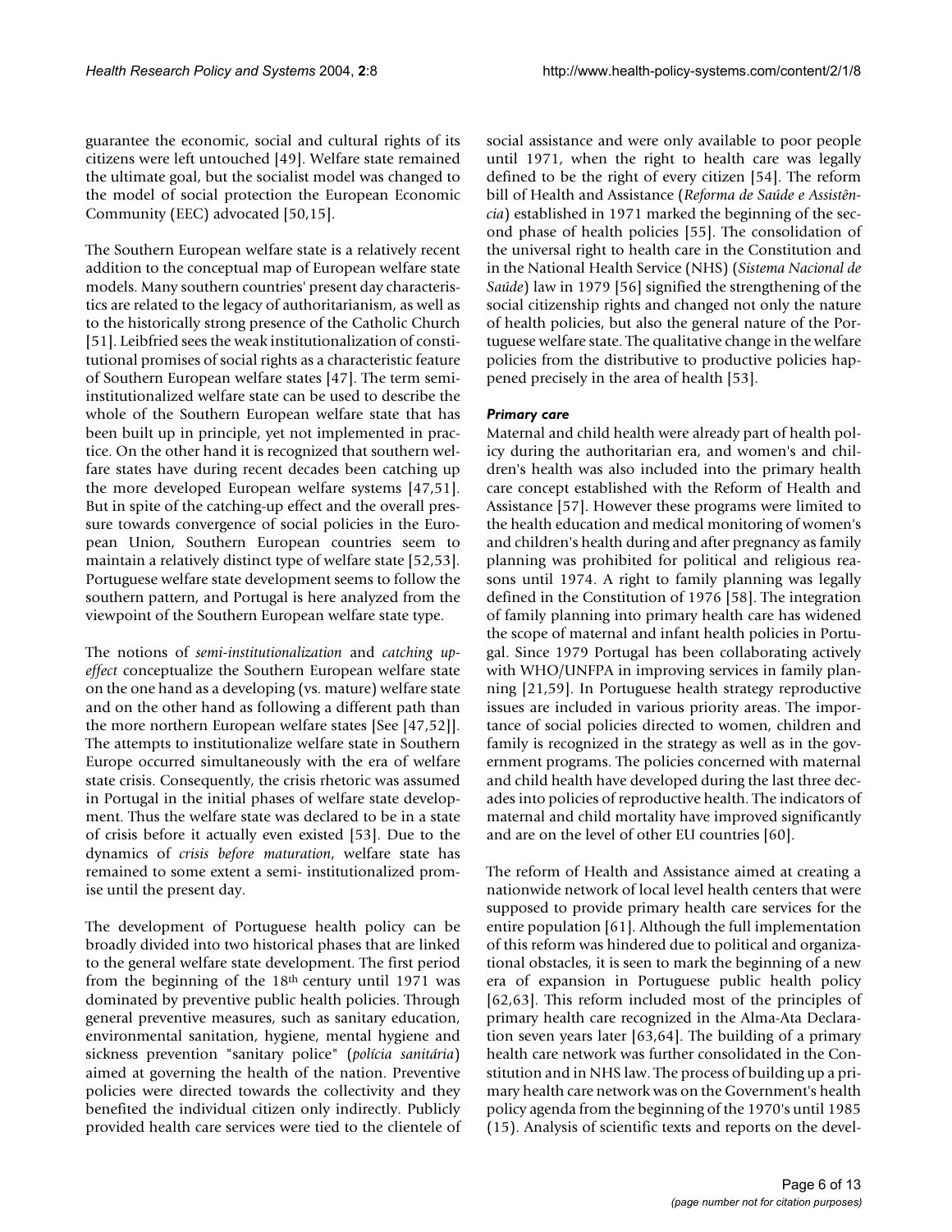guarantee the economic, social and cultural rights of its citizens were left untouched [49]. Welfare state remained the ultimate goal, but the socialist model was changed to the model of social protection the European Economic Community (EEC) advocated [50,15].

The Southern European welfare state is a relatively recent addition to the conceptual map of European welfare state models. Many southern countries' present day characteristics are related to the legacy of authoritarianism, as well as to the historically strong presence of the Catholic Church [51]. Leibfried sees the weak institutionalization of constitutional promises of social rights as a characteristic feature of Southern European welfare states [47]. The term semi-institutionalized welfare state can be used to describe the whole of the Southern European welfare state that has been built up in principle, yet not implemented in practice. On the other hand it is recognized that southern welfare states have during recent decades been catching up the more developed European welfare systems [47,51]. But in spite of the catching-up effect and the overall pressure towards convergence of social policies in the European Union, Southern European countries seem to maintain a relatively distinct type of welfare state [52,53]. Portuguese welfare state development seems to follow the southern pattern, and Portugal is here analyzed from the viewpoint of the Southern European welfare state type.

The notions of *semi-institutionalization* and *catching up-effect* conceptualize the Southern European welfare state on the one hand as a developing (vs. mature) welfare state and on the other hand as following a different path than the more northern European welfare states [See [47,52]]. The attempts to institutionalize welfare state in Southern Europe occurred simultaneously with the era of welfare state crisis. Consequently, the crisis rhetoric was assumed in Portugal in the initial phases of welfare state development. Thus the welfare state was declared to be in a state of crisis before it actually even existed [53]. Due to the dynamics of *crisis before maturation*, welfare state has remained to some extent a semi- institutionalized promise until the present day.

The development of Portuguese health policy can be broadly divided into two historical phases that are linked to the general welfare state development. The first period from the beginning of the 18th century until 1971 was dominated by preventive public health policies. Through general preventive measures, such as sanitary education, environmental sanitation, hygiene, mental hygiene and sickness prevention "sanitary police" (*polícia sanitária*) aimed at governing the health of the nation. Preventive policies were directed towards the collectivity and they benefited the individual citizen only indirectly. Publicly provided health care services were tied to the clientele of social assistance and were only available to poor people until 1971, when the right to health care was legally defined to be the right of every citizen [54]. The reform bill of Health and Assistance (*Reforma de Saúde e Assistência*) established in 1971 marked the beginning of the second phase of health policies [55]. The consolidation of the universal right to health care in the Constitution and in the National Health Service (NHS) (*Sistema Nacional de Saúde*) law in 1979 [56] signified the strengthening of the social citizenship rights and changed not only the nature of health policies, but also the general nature of the Portuguese welfare state. The qualitative change in the welfare policies from the distributive to productive policies happened precisely in the area of health [53].

### *Primary care*

Maternal and child health were already part of health policy during the authoritarian era, and women's and children's health was also included into the primary health care concept established with the Reform of Health and Assistance [57]. However these programs were limited to the health education and medical monitoring of women's and children's health during and after pregnancy as family planning was prohibited for political and religious reasons until 1974. A right to family planning was legally defined in the Constitution of 1976 [58]. The integration of family planning into primary health care has widened the scope of maternal and infant health policies in Portugal. Since 1979 Portugal has been collaborating actively with WHO/UNFPA in improving services in family planning [21,59]. In Portuguese health strategy reproductive issues are included in various priority areas. The importance of social policies directed to women, children and family is recognized in the strategy as well as in the government programs. The policies concerned with maternal and child health have developed during the last three decades into policies of reproductive health. The indicators of maternal and child mortality have improved significantly and are on the level of other EU countries [60].

The reform of Health and Assistance aimed at creating a nationwide network of local level health centers that were supposed to provide primary health care services for the entire population [61]. Although the full implementation of this reform was hindered due to political and organizational obstacles, it is seen to mark the beginning of a new era of expansion in Portuguese public health policy [62,63]. This reform included most of the principles of primary health care recognized in the Alma-Ata Declaration seven years later [63,64]. The building of a primary health care network was further consolidated in the Constitution and in NHS law. The process of building up a primary health care network was on the Government's health policy agenda from the beginning of the 1970's until 1985 (15). Analysis of scientific texts and reports on the devel-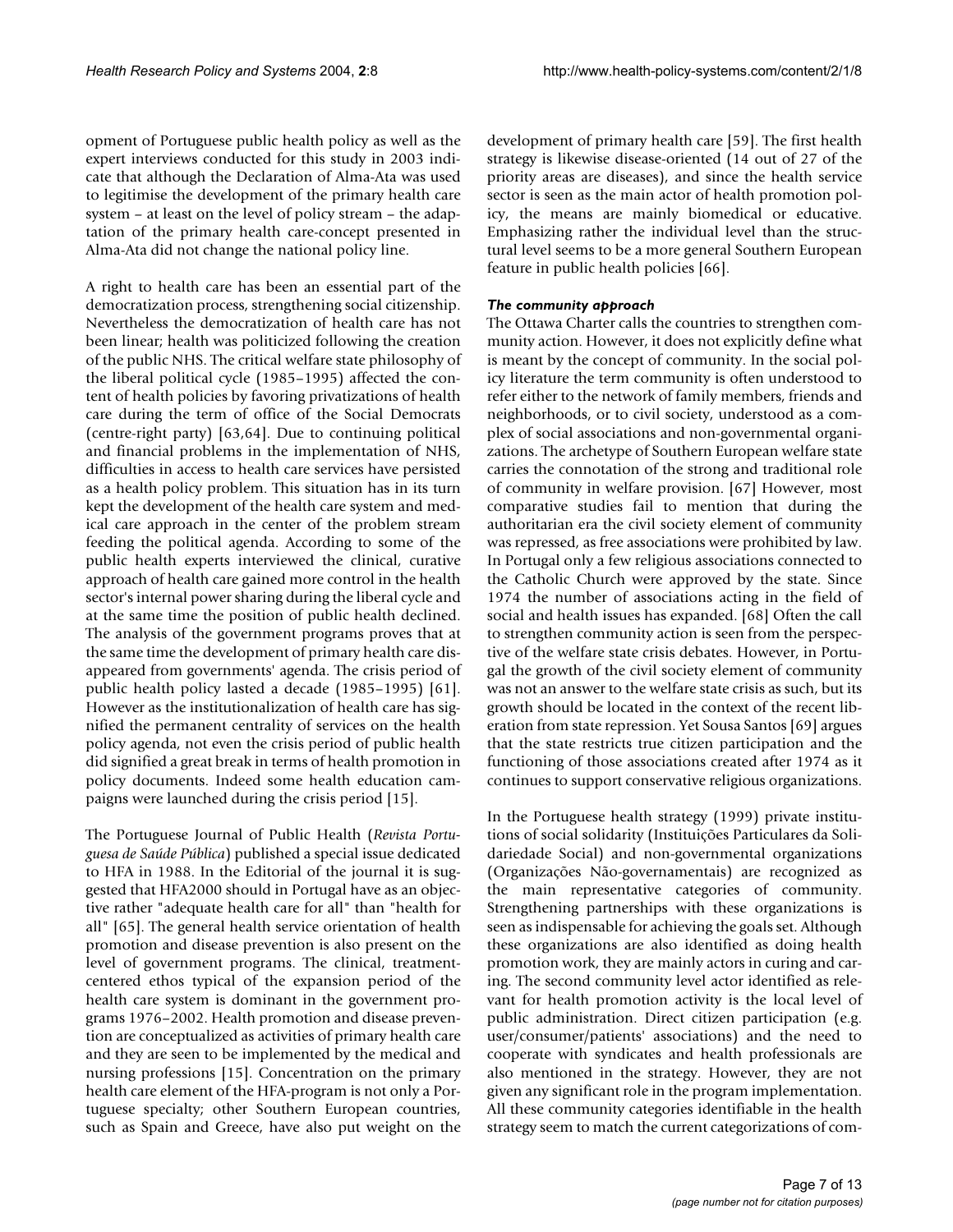opment of Portuguese public health policy as well as the expert interviews conducted for this study in 2003 indicate that although the Declaration of Alma-Ata was used to legitimise the development of the primary health care system – at least on the level of policy stream – the adaptation of the primary health care-concept presented in Alma-Ata did not change the national policy line.

A right to health care has been an essential part of the democratization process, strengthening social citizenship. Nevertheless the democratization of health care has not been linear; health was politicized following the creation of the public NHS. The critical welfare state philosophy of the liberal political cycle (1985–1995) affected the content of health policies by favoring privatizations of health care during the term of office of the Social Democrats (centre-right party) [63,64]. Due to continuing political and financial problems in the implementation of NHS, difficulties in access to health care services have persisted as a health policy problem. This situation has in its turn kept the development of the health care system and medical care approach in the center of the problem stream feeding the political agenda. According to some of the public health experts interviewed the clinical, curative approach of health care gained more control in the health sector's internal power sharing during the liberal cycle and at the same time the position of public health declined. The analysis of the government programs proves that at the same time the development of primary health care disappeared from governments' agenda. The crisis period of public health policy lasted a decade (1985–1995) [61]. However as the institutionalization of health care has signified the permanent centrality of services on the health policy agenda, not even the crisis period of public health did signified a great break in terms of health promotion in policy documents. Indeed some health education campaigns were launched during the crisis period [15].

The Portuguese Journal of Public Health (*Revista Portuguesa de Saúde Pública*) published a special issue dedicated to HFA in 1988. In the Editorial of the journal it is suggested that HFA2000 should in Portugal have as an objective rather "adequate health care for all" than "health for all" [65]. The general health service orientation of health promotion and disease prevention is also present on the level of government programs. The clinical, treatment-centered ethos typical of the expansion period of the health care system is dominant in the government programs 1976–2002. Health promotion and disease prevention are conceptualized as activities of primary health care and they are seen to be implemented by the medical and nursing professions [15]. Concentration on the primary health care element of the HFA-program is not only a Portuguese specialty; other Southern European countries, such as Spain and Greece, have also put weight on the development of primary health care [59]. The first health strategy is likewise disease-oriented (14 out of 27 of the priority areas are diseases), and since the health service sector is seen as the main actor of health promotion policy, the means are mainly biomedical or educative. Emphasizing rather the individual level than the structural level seems to be a more general Southern European feature in public health policies [66].

### *The community approach*

The Ottawa Charter calls the countries to strengthen community action. However, it does not explicitly define what is meant by the concept of community. In the social policy literature the term community is often understood to refer either to the network of family members, friends and neighborhoods, or to civil society, understood as a complex of social associations and non-governmental organizations. The archetype of Southern European welfare state carries the connotation of the strong and traditional role of community in welfare provision. [67] However, most comparative studies fail to mention that during the authoritarian era the civil society element of community was repressed, as free associations were prohibited by law. In Portugal only a few religious associations connected to the Catholic Church were approved by the state. Since 1974 the number of associations acting in the field of social and health issues has expanded. [68] Often the call to strengthen community action is seen from the perspective of the welfare state crisis debates. However, in Portugal the growth of the civil society element of community was not an answer to the welfare state crisis as such, but its growth should be located in the context of the recent liberation from state repression. Yet Sousa Santos [69] argues that the state restricts true citizen participation and the functioning of those associations created after 1974 as it continues to support conservative religious organizations.

In the Portuguese health strategy (1999) private institutions of social solidarity (Instituições Particulares da Solidariedade Social) and non-governmental organizations (Organizações Não-governamentais) are recognized as the main representative categories of community. Strengthening partnerships with these organizations is seen as indispensable for achieving the goals set. Although these organizations are also identified as doing health promotion work, they are mainly actors in curing and caring. The second community level actor identified as relevant for health promotion activity is the local level of public administration. Direct citizen participation (e.g. user/consumer/patients' associations) and the need to cooperate with syndicates and health professionals are also mentioned in the strategy. However, they are not given any significant role in the program implementation. All these community categories identifiable in the health strategy seem to match the current categorizations of com-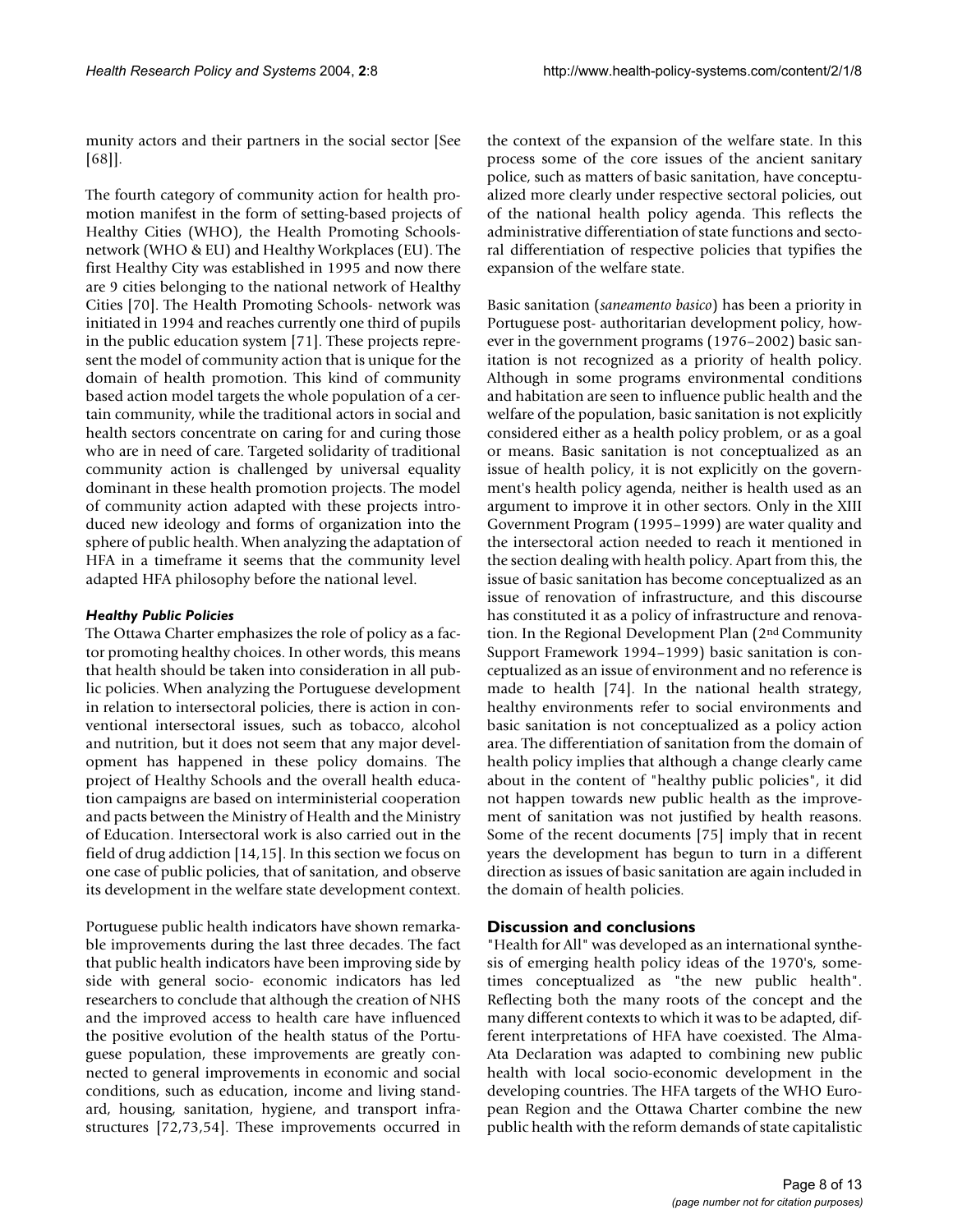munity actors and their partners in the social sector [See [68]].

The fourth category of community action for health promotion manifest in the form of setting-based projects of Healthy Cities (WHO), the Health Promoting Schools-network (WHO & EU) and Healthy Workplaces (EU). The first Healthy City was established in 1995 and now there are 9 cities belonging to the national network of Healthy Cities [70]. The Health Promoting Schools- network was initiated in 1994 and reaches currently one third of pupils in the public education system [71]. These projects represent the model of community action that is unique for the domain of health promotion. This kind of community based action model targets the whole population of a certain community, while the traditional actors in social and health sectors concentrate on caring for and curing those who are in need of care. Targeted solidarity of traditional community action is challenged by universal equality dominant in these health promotion projects. The model of community action adapted with these projects introduced new ideology and forms of organization into the sphere of public health. When analyzing the adaptation of HFA in a timeframe it seems that the community level adapted HFA philosophy before the national level.

### *Healthy Public Policies*

The Ottawa Charter emphasizes the role of policy as a factor promoting healthy choices. In other words, this means that health should be taken into consideration in all public policies. When analyzing the Portuguese development in relation to intersectoral policies, there is action in conventional intersectoral issues, such as tobacco, alcohol and nutrition, but it does not seem that any major development has happened in these policy domains. The project of Healthy Schools and the overall health education campaigns are based on interministerial cooperation and pacts between the Ministry of Health and the Ministry of Education. Intersectoral work is also carried out in the field of drug addiction [14,15]. In this section we focus on one case of public policies, that of sanitation, and observe its development in the welfare state development context.

Portuguese public health indicators have shown remarkable improvements during the last three decades. The fact that public health indicators have been improving side by side with general socio- economic indicators has led researchers to conclude that although the creation of NHS and the improved access to health care have influenced the positive evolution of the health status of the Portuguese population, these improvements are greatly connected to general improvements in economic and social conditions, such as education, income and living standard, housing, sanitation, hygiene, and transport infrastructures [72,73,54]. These improvements occurred in the context of the expansion of the welfare state. In this process some of the core issues of the ancient sanitary police, such as matters of basic sanitation, have conceptualized more clearly under respective sectoral policies, out of the national health policy agenda. This reflects the administrative differentiation of state functions and sectoral differentiation of respective policies that typifies the expansion of the welfare state.

Basic sanitation (*saneamento basico*) has been a priority in Portuguese post- authoritarian development policy, however in the government programs (1976–2002) basic sanitation is not recognized as a priority of health policy. Although in some programs environmental conditions and habitation are seen to influence public health and the welfare of the population, basic sanitation is not explicitly considered either as a health policy problem, or as a goal or means. Basic sanitation is not conceptualized as an issue of health policy, it is not explicitly on the government's health policy agenda, neither is health used as an argument to improve it in other sectors. Only in the XIII Government Program (1995–1999) are water quality and the intersectoral action needed to reach it mentioned in the section dealing with health policy. Apart from this, the issue of basic sanitation has become conceptualized as an issue of renovation of infrastructure, and this discourse has constituted it as a policy of infrastructure and renovation. In the Regional Development Plan (2nd Community Support Framework 1994–1999) basic sanitation is conceptualized as an issue of environment and no reference is made to health [74]. In the national health strategy, healthy environments refer to social environments and basic sanitation is not conceptualized as a policy action area. The differentiation of sanitation from the domain of health policy implies that although a change clearly came about in the content of "healthy public policies", it did not happen towards new public health as the improvement of sanitation was not justified by health reasons. Some of the recent documents [75] imply that in recent years the development has begun to turn in a different direction as issues of basic sanitation are again included in the domain of health policies.

## Discussion and conclusions

"Health for All" was developed as an international synthesis of emerging health policy ideas of the 1970's, sometimes conceptualized as "the new public health". Reflecting both the many roots of the concept and the many different contexts to which it was to be adapted, different interpretations of HFA have coexisted. The Alma-Ata Declaration was adapted to combining new public health with local socio-economic development in the developing countries. The HFA targets of the WHO European Region and the Ottawa Charter combine the new public health with the reform demands of state capitalistic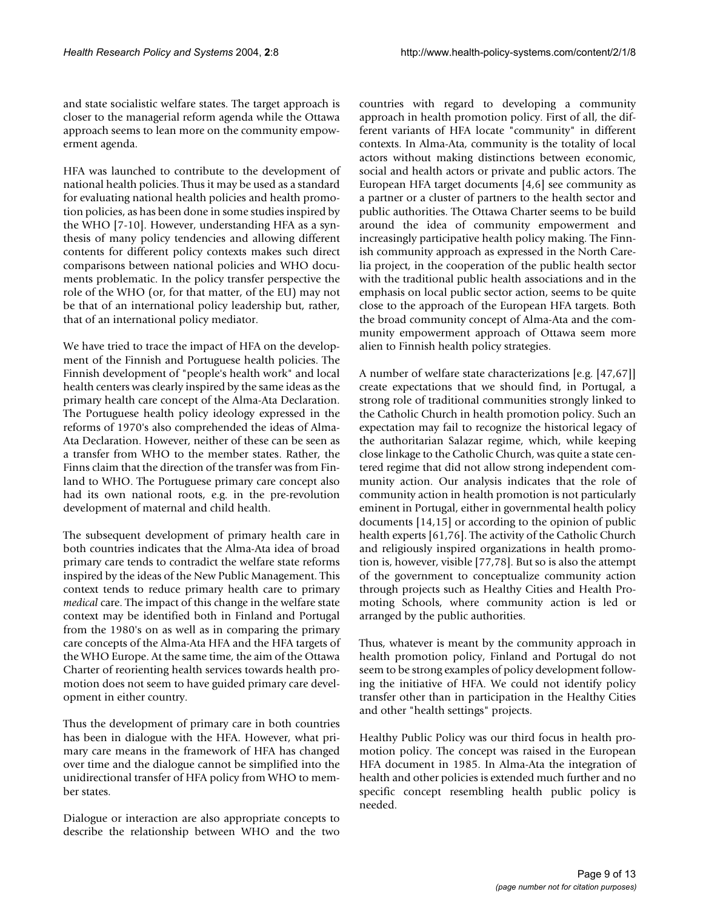and state socialistic welfare states. The target approach is closer to the managerial reform agenda while the Ottawa approach seems to lean more on the community empowerment agenda.

HFA was launched to contribute to the development of national health policies. Thus it may be used as a standard for evaluating national health policies and health promotion policies, as has been done in some studies inspired by the WHO [7-10]. However, understanding HFA as a synthesis of many policy tendencies and allowing different contents for different policy contexts makes such direct comparisons between national policies and WHO documents problematic. In the policy transfer perspective the role of the WHO (or, for that matter, of the EU) may not be that of an international policy leadership but, rather, that of an international policy mediator.

We have tried to trace the impact of HFA on the development of the Finnish and Portuguese health policies. The Finnish development of "people's health work" and local health centers was clearly inspired by the same ideas as the primary health care concept of the Alma-Ata Declaration. The Portuguese health policy ideology expressed in the reforms of 1970's also comprehended the ideas of Alma-Ata Declaration. However, neither of these can be seen as a transfer from WHO to the member states. Rather, the Finns claim that the direction of the transfer was from Finland to WHO. The Portuguese primary care concept also had its own national roots, e.g. in the pre-revolution development of maternal and child health.

The subsequent development of primary health care in both countries indicates that the Alma-Ata idea of broad primary care tends to contradict the welfare state reforms inspired by the ideas of the New Public Management. This context tends to reduce primary health care to primary *medical* care. The impact of this change in the welfare state context may be identified both in Finland and Portugal from the 1980's on as well as in comparing the primary care concepts of the Alma-Ata HFA and the HFA targets of the WHO Europe. At the same time, the aim of the Ottawa Charter of reorienting health services towards health promotion does not seem to have guided primary care development in either country.

Thus the development of primary care in both countries has been in dialogue with the HFA. However, what primary care means in the framework of HFA has changed over time and the dialogue cannot be simplified into the unidirectional transfer of HFA policy from WHO to member states.

Dialogue or interaction are also appropriate concepts to describe the relationship between WHO and the two countries with regard to developing a community approach in health promotion policy. First of all, the different variants of HFA locate "community" in different contexts. In Alma-Ata, community is the totality of local actors without making distinctions between economic, social and health actors or private and public actors. The European HFA target documents [4,6] see community as a partner or a cluster of partners to the health sector and public authorities. The Ottawa Charter seems to be build around the idea of community empowerment and increasingly participative health policy making. The Finnish community approach as expressed in the North Carelia project, in the cooperation of the public health sector with the traditional public health associations and in the emphasis on local public sector action, seems to be quite close to the approach of the European HFA targets. Both the broad community concept of Alma-Ata and the community empowerment approach of Ottawa seem more alien to Finnish health policy strategies.

A number of welfare state characterizations [e.g. [47,67]] create expectations that we should find, in Portugal, a strong role of traditional communities strongly linked to the Catholic Church in health promotion policy. Such an expectation may fail to recognize the historical legacy of the authoritarian Salazar regime, which, while keeping close linkage to the Catholic Church, was quite a state centered regime that did not allow strong independent community action. Our analysis indicates that the role of community action in health promotion is not particularly eminent in Portugal, either in governmental health policy documents [14,15] or according to the opinion of public health experts [61,76]. The activity of the Catholic Church and religiously inspired organizations in health promotion is, however, visible [77,78]. But so is also the attempt of the government to conceptualize community action through projects such as Healthy Cities and Health Promoting Schools, where community action is led or arranged by the public authorities.

Thus, whatever is meant by the community approach in health promotion policy, Finland and Portugal do not seem to be strong examples of policy development following the initiative of HFA. We could not identify policy transfer other than in participation in the Healthy Cities and other "health settings" projects.

Healthy Public Policy was our third focus in health promotion policy. The concept was raised in the European HFA document in 1985. In Alma-Ata the integration of health and other policies is extended much further and no specific concept resembling health public policy is needed.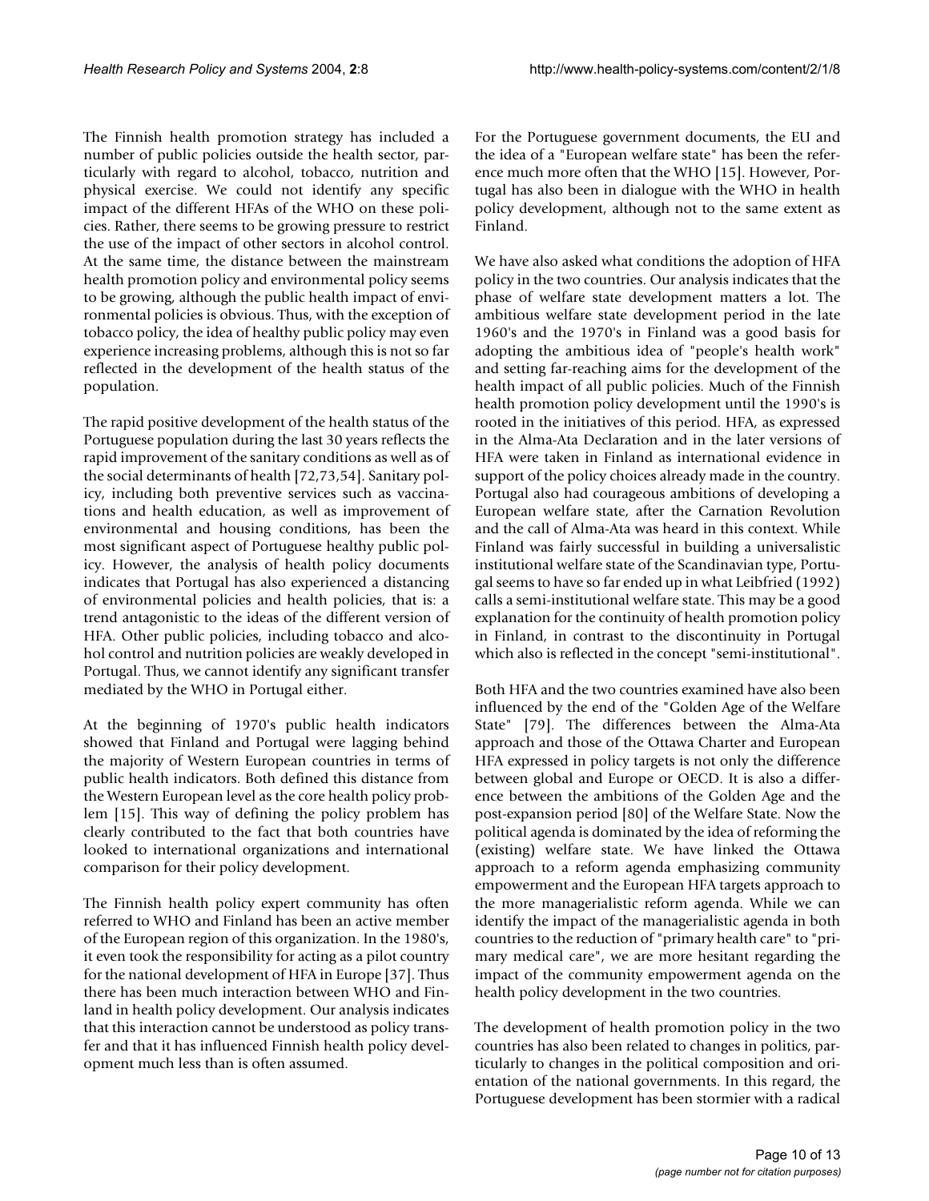The Finnish health promotion strategy has included a number of public policies outside the health sector, particularly with regard to alcohol, tobacco, nutrition and physical exercise. We could not identify any specific impact of the different HFAs of the WHO on these policies. Rather, there seems to be growing pressure to restrict the use of the impact of other sectors in alcohol control. At the same time, the distance between the mainstream health promotion policy and environmental policy seems to be growing, although the public health impact of environmental policies is obvious. Thus, with the exception of tobacco policy, the idea of healthy public policy may even experience increasing problems, although this is not so far reflected in the development of the health status of the population.

The rapid positive development of the health status of the Portuguese population during the last 30 years reflects the rapid improvement of the sanitary conditions as well as of the social determinants of health [72,73,54]. Sanitary policy, including both preventive services such as vaccinations and health education, as well as improvement of environmental and housing conditions, has been the most significant aspect of Portuguese healthy public policy. However, the analysis of health policy documents indicates that Portugal has also experienced a distancing of environmental policies and health policies, that is: a trend antagonistic to the ideas of the different version of HFA. Other public policies, including tobacco and alcohol control and nutrition policies are weakly developed in Portugal. Thus, we cannot identify any significant transfer mediated by the WHO in Portugal either.

At the beginning of 1970's public health indicators showed that Finland and Portugal were lagging behind the majority of Western European countries in terms of public health indicators. Both defined this distance from the Western European level as the core health policy problem [15]. This way of defining the policy problem has clearly contributed to the fact that both countries have looked to international organizations and international comparison for their policy development.

The Finnish health policy expert community has often referred to WHO and Finland has been an active member of the European region of this organization. In the 1980's, it even took the responsibility for acting as a pilot country for the national development of HFA in Europe [37]. Thus there has been much interaction between WHO and Finland in health policy development. Our analysis indicates that this interaction cannot be understood as policy transfer and that it has influenced Finnish health policy development much less than is often assumed.

For the Portuguese government documents, the EU and the idea of a "European welfare state" has been the reference much more often that the WHO [15]. However, Portugal has also been in dialogue with the WHO in health policy development, although not to the same extent as Finland.

We have also asked what conditions the adoption of HFA policy in the two countries. Our analysis indicates that the phase of welfare state development matters a lot. The ambitious welfare state development period in the late 1960's and the 1970's in Finland was a good basis for adopting the ambitious idea of "people's health work" and setting far-reaching aims for the development of the health impact of all public policies. Much of the Finnish health promotion policy development until the 1990's is rooted in the initiatives of this period. HFA, as expressed in the Alma-Ata Declaration and in the later versions of HFA were taken in Finland as international evidence in support of the policy choices already made in the country. Portugal also had courageous ambitions of developing a European welfare state, after the Carnation Revolution and the call of Alma-Ata was heard in this context. While Finland was fairly successful in building a universalistic institutional welfare state of the Scandinavian type, Portugal seems to have so far ended up in what Leibfried (1992) calls a semi-institutional welfare state. This may be a good explanation for the continuity of health promotion policy in Finland, in contrast to the discontinuity in Portugal which also is reflected in the concept "semi-institutional".

Both HFA and the two countries examined have also been influenced by the end of the "Golden Age of the Welfare State" [79]. The differences between the Alma-Ata approach and those of the Ottawa Charter and European HFA expressed in policy targets is not only the difference between global and Europe or OECD. It is also a difference between the ambitions of the Golden Age and the post-expansion period [80] of the Welfare State. Now the political agenda is dominated by the idea of reforming the (existing) welfare state. We have linked the Ottawa approach to a reform agenda emphasizing community empowerment and the European HFA targets approach to the more managerialistic reform agenda. While we can identify the impact of the managerialistic agenda in both countries to the reduction of "primary health care" to "primary medical care", we are more hesitant regarding the impact of the community empowerment agenda on the health policy development in the two countries.

The development of health promotion policy in the two countries has also been related to changes in politics, particularly to changes in the political composition and orientation of the national governments. In this regard, the Portuguese development has been stormier with a radical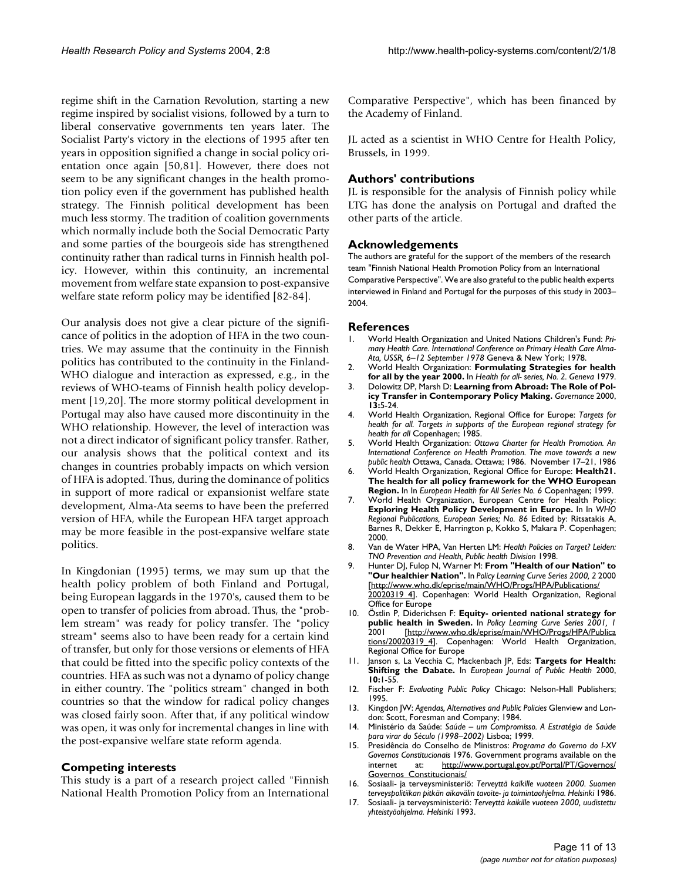regime shift in the Carnation Revolution, starting a new regime inspired by socialist visions, followed by a turn to liberal conservative governments ten years later. The Socialist Party's victory in the elections of 1995 after ten years in opposition signified a change in social policy orientation once again [50,81]. However, there does not seem to be any significant changes in the health promotion policy even if the government has published health strategy. The Finnish political development has been much less stormy. The tradition of coalition governments which normally include both the Social Democratic Party and some parties of the bourgeois side has strengthened continuity rather than radical turns in Finnish health policy. However, within this continuity, an incremental movement from welfare state expansion to post-expansive welfare state reform policy may be identified [82-84].

Our analysis does not give a clear picture of the significance of politics in the adoption of HFA in the two countries. We may assume that the continuity in the Finnish politics has contributed to the continuity in the Finland-WHO dialogue and interaction as expressed, e.g., in the reviews of WHO-teams of Finnish health policy development [19,20]. The more stormy political development in Portugal may also have caused more discontinuity in the WHO relationship. However, the level of interaction was not a direct indicator of significant policy transfer. Rather, our analysis shows that the political context and its changes in countries probably impacts on which version of HFA is adopted. Thus, during the dominance of politics in support of more radical or expansionist welfare state development, Alma-Ata seems to have been the preferred version of HFA, while the European HFA target approach may be more feasible in the post-expansive welfare state politics.

In Kingdonian (1995) terms, we may sum up that the health policy problem of both Finland and Portugal, being European laggards in the 1970's, caused them to be open to transfer of policies from abroad. Thus, the "problem stream" was ready for policy transfer. The "policy stream" seems also to have been ready for a certain kind of transfer, but only for those versions or elements of HFA that could be fitted into the specific policy contexts of the countries. HFA as such was not a dynamo of policy change in either country. The "politics stream" changed in both countries so that the window for radical policy changes was closed fairly soon. After that, if any political window was open, it was only for incremental changes in line with the post-expansive welfare state reform agenda.

## Competing interests

This study is a part of a research project called "Finnish National Health Promotion Policy from an International Comparative Perspective", which has been financed by the Academy of Finland.

JL acted as a scientist in WHO Centre for Health Policy, Brussels, in 1999.

## Authors' contributions

JL is responsible for the analysis of Finnish policy while LTG has done the analysis on Portugal and drafted the other parts of the article.

## Acknowledgements

The authors are grateful for the support of the members of the research team "Finnish National Health Promotion Policy from an International Comparative Perspective". We are also grateful to the public health experts interviewed in Finland and Portugal for the purposes of this study in 2003–2004.

## References

1. World Health Organization and United Nations Children's Fund: *Primary Health Care. International Conference on Primary Health Care Alma-Ata, USSR, 6–12 September 1978* Geneva & New York; 1978.
2. World Health Organization: **Formulating Strategies for health for all by the year 2000.** In *Health for all- series, No. 2. Geneva* 1979.
3. Dolowitz DP, Marsh D: **Learning from Abroad: The Role of Policy Transfer in Contemporary Policy Making.** *Governance* 2000, **13:**5-24.
4. World Health Organization, Regional Office for Europe: *Targets for health for all. Targets in supports of the European regional strategy for health for all* Copenhagen; 1985.
5. World Health Organization: *Ottawa Charter for Health Promotion. An International Conference on Health Promotion. The move towards a new public health* Ottawa, Canada. Ottawa; 1986. November 17–21, 1986
6. World Health Organization, Regional Office for Europe: **Health21. The health for all policy framework for the WHO European Region.** In In *European Health for All Series No. 6* Copenhagen; 1999.
7. World Health Organization, European Centre for Health Policy: **Exploring Health Policy Development in Europe.** In In *WHO Regional Publications, European Series; No. 86* Edited by: Ritsatakis A, Barnes R, Dekker E, Harrington p, Kokko S, Makara P. Copenhagen; 2000.
8. Van de Water HPA, Van Herten LM: *Health Policies on Target? Leiden: TNO Prevention and Health, Public health Division* 1998.
9. Hunter DJ, Fulop N, Warner M: **From "Health of our Nation" to "Our healthier Nation".** In *Policy Learning Curve Series 2000, 2* 2000 [http://www.who.dk/eprise/main/WHO/Progs/HPA/Publications/20020319_4]. Copenhagen: World Health Organization, Regional Office for Europe
10. Östlin P, Diderichsen F: **Equity- oriented national strategy for public health in Sweden.** In *Policy Learning Curve Series 2001, 1* 2001 [http://www.who.dk/eprise/main/WHO/Progs/HPA/Publications/20020319_4]. Copenhagen: World Health Organization, Regional Office for Europe
11. Janson s, La Vecchia C, Mackenbach JP, Eds: **Targets for Health: Shifting the Dabate.** In *European Journal of Public Health* 2000, **10:**1-55.
12. Fischer F: *Evaluating Public Policy* Chicago: Nelson-Hall Publishers; 1995.
13. Kingdon JW: *Agendas, Alternatives and Public Policies* Glenview and London: Scott, Foresman and Company; 1984.
14. Ministério da Saúde: *Saúde – um Compromisso. A Estratégia de Saúde para virar do Século (1998–2002)* Lisboa; 1999.
15. Presidência do Conselho de Ministros: *Programa do Governo do I-XV Governos Constitucionais* 1976. Government programs available on the internet at: http://www.portugal.gov.pt/Portal/PT/Governos/Governos_Constitucionais/
16. Sosiaali- ja terveysministeriö: *Terveyttä kaikille vuoteen 2000. Suomen terveyspolitiikan pitkän aikavälin tavoite- ja toimintaohjelma. Helsinki* 1986.
17. Sosiaali- ja terveysministeriö: *Terveyttä kaikille vuoteen 2000, uudistettu yhteistyöohjelma. Helsinki* 1993.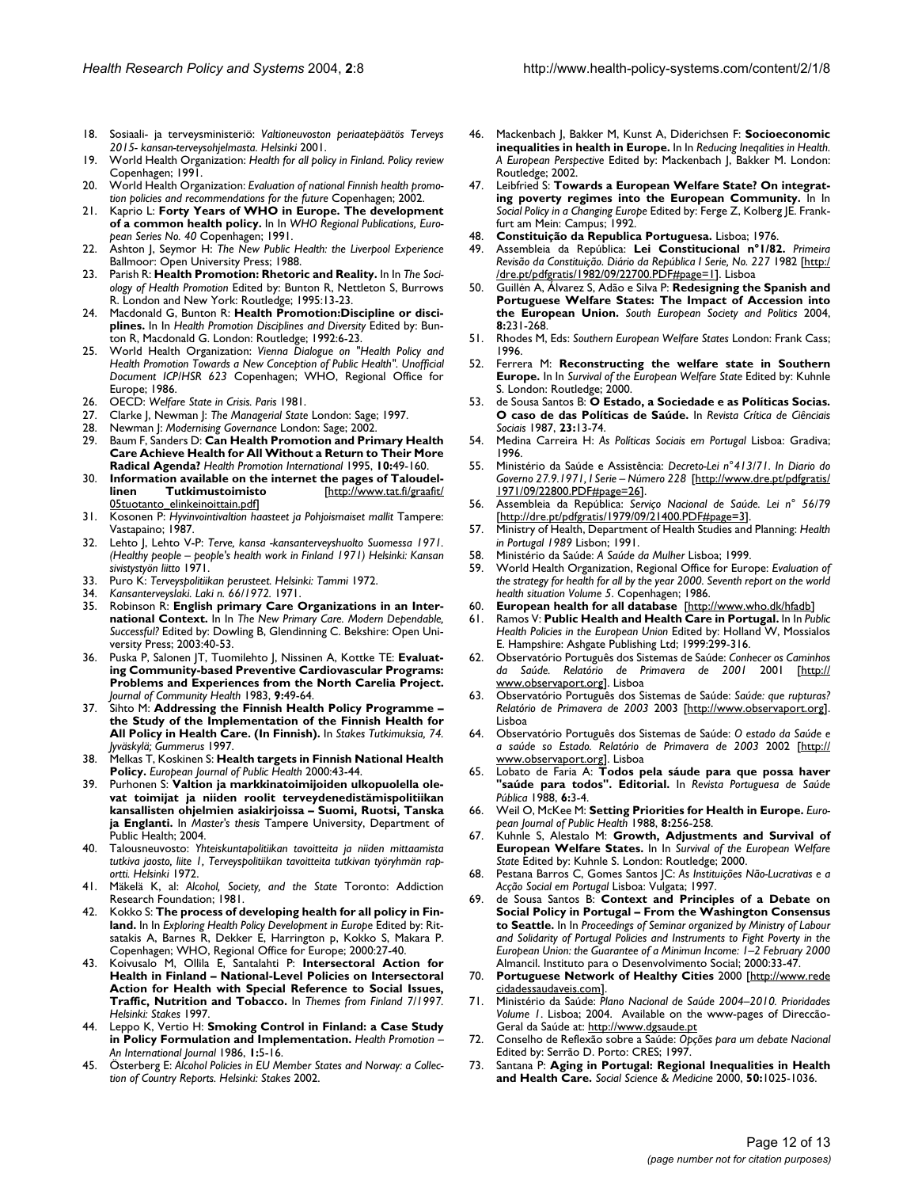18. Sosiaali- ja terveysministeriö: *Valtioneuvoston periaatepäätös Terveys 2015- kansan-terveysohjelmasta. Helsinki* 2001.
19. World Health Organization: *Health for all policy in Finland. Policy review* Copenhagen; 1991.
20. World Health Organization: *Evaluation of national Finnish health promotion policies and recommendations for the future* Copenhagen; 2002.
21. Kaprio L: **Forty Years of WHO in Europe. The development of a common health policy.** In In *WHO Regional Publications, European Series No. 40* Copenhagen; 1991.
22. Ashton J, Seymor H: *The New Public Health: the Liverpool Experience* Ballmoor: Open University Press; 1988.
23. Parish R: **Health Promotion: Rhetoric and Reality.** In In *The Sociology of Health Promotion* Edited by: Bunton R, Nettleton S, Burrows R. London and New York: Routledge; 1995:13-23.
24. Macdonald G, Bunton R: **Health Promotion:Discipline or disciplines.** In In *Health Promotion Disciplines and Diversity* Edited by: Bunton R, Macdonald G. London: Routledge; 1992:6-23.
25. World Health Organization: *Vienna Dialogue on "Health Policy and Health Promotion Towards a New Conception of Public Health". Unofficial Document ICP/HSR 623* Copenhagen; WHO, Regional Office for Europe; 1986.
26. OECD: *Welfare State in Crisis. Paris* 1981.
27. Clarke J, Newman J: *The Managerial State* London: Sage; 1997.
28. Newman J: *Modernising Governance* London: Sage; 2002.
29. Baum F, Sanders D: **Can Health Promotion and Primary Health Care Achieve Health for All Without a Return to Their More Radical Agenda?** *Health Promotion International* 1995, **10:**49-160.
30. **Information available on the internet the pages of Taloudellinen Tutkimustoimisto** [http://www.tat.fi/graafit/05tuotanto_elinkeinoittain.pdf]
31. Kosonen P: *Hyvinvointivaltion haasteet ja Pohjoismaiset mallit* Tampere: Vastapaino; 1987.
32. Lehto J, Lehto V-P: *Terve, kansa -kansanterveyshuolto Suomessa 1971. (Healthy people – people's health work in Finland 1971) Helsinki: Kansan sivistystyön liitto* 1971.
33. Puro K: *Terveyspolitiikan perusteet. Helsinki: Tammi* 1972.
34. *Kansanterveyslaki. Laki n. 66/1972.* 1971.
35. Robinson R: **English primary Care Organizations in an International Context.** In In *The New Primary Care. Modern Dependable, Successful?* Edited by: Dowling B, Glendinning C. Bekshire: Open University Press; 2003:40-53.
36. Puska P, Salonen JT, Tuomilehto J, Nissinen A, Kottke TE: **Evaluating Community-based Preventive Cardiovascular Programs: Problems and Experiences from the North Carelia Project.** *Journal of Community Health* 1983, **9:**49-64.
37. Sihto M: **Addressing the Finnish Health Policy Programme – the Study of the Implementation of the Finnish Health for All Policy in Health Care. (In Finnish).** In *Stakes Tutkimuksia, 74. Jyväskylä; Gummerus* 1997.
38. Melkas T, Koskinen S: **Health targets in Finnish National Health Policy.** *European Journal of Public Health* 2000:43-44.
39. Purhonen S: **Valtion ja markkinatoimijoiden ulkopuolella olevat toimijat ja niiden roolit terveydenedistämispolitiikan kansallisten ohjelmien asiakirjoissa – Suomi, Ruotsi, Tanska ja Englanti.** In *Master's thesis* Tampere University, Department of Public Health; 2004.
40. Talousneuvosto: *Yhteiskuntapolitiikan tavoitteita ja niiden mittaamista tutkiva jaosto, liite 1, Terveyspolitiikan tavoitteita tutkivan työryhmän raportti. Helsinki* 1972.
41. Mäkelä K, al: *Alcohol, Society, and the State* Toronto: Addiction Research Foundation; 1981.
42. Kokko S: **The process of developing health for all policy in Finland.** In In *Exploring Health Policy Development in Europe* Edited by: Ritsatakis A, Barnes R, Dekker E, Harrington p, Kokko S, Makara P. Copenhagen; WHO, Regional Office for Europe; 2000:27-40.
43. Koivusalo M, Ollila E, Santalahti P: **Intersectoral Action for Health in Finland – National-Level Policies on Intersectoral Action for Health with Special Reference to Social Issues, Traffic, Nutrition and Tobacco.** In *Themes from Finland 7/1997. Helsinki: Stakes* 1997.
44. Leppo K, Vertio H: **Smoking Control in Finland: a Case Study in Policy Formulation and Implementation.** *Health Promotion – An International Journal* 1986, **1:**5-16.
45. Österberg E: *Alcohol Policies in EU Member States and Norway: a Collection of Country Reports. Helsinki: Stakes* 2002.
46. Mackenbach J, Bakker M, Kunst A, Diderichsen F: **Socioeconomic inequalities in health in Europe.** In In *Reducing Ineqalities in Health. A European Perspective* Edited by: Mackenbach J, Bakker M. London: Routledge; 2002.
47. Leibfried S: **Towards a European Welfare State? On integrating poverty regimes into the European Community.** In In *Social Policy in a Changing Europe* Edited by: Ferge Z, Kolberg JE. Frankfurt am Mein: Campus; 1992.
48. **Constituição da Republica Portuguesa.** Lisboa; 1976.
49. Assembleia da República: **Lei Constitucional n°1/82.** *Primeira Revisão da Constituição. Diário da República I Serie, No. 227* 1982 [http://dre.pt/pdfgratis/1982/09/22700.PDF#page=1]. Lisboa
50. Guillén A, Álvarez S, Adão e Silva P: **Redesigning the Spanish and Portuguese Welfare States: The Impact of Accession into the European Union.** *South European Society and Politics* 2004, **8:**231-268.
51. Rhodes M, Eds: *Southern European Welfare States* London: Frank Cass; 1996.
52. Ferrera M: **Reconstructing the welfare state in Southern Europe.** In In *Survival of the European Welfare State* Edited by: Kuhnle S. London: Routledge; 2000.
53. de Sousa Santos B: **O Estado, a Sociedade e as Políticas Socias. O caso de das Políticas de Saúde.** In *Revista Crítica de Ciênciais Sociais* 1987, **23:**13-74.
54. Medina Carreira H: *As Políticas Sociais em Portugal* Lisboa: Gradiva; 1996.
55. Ministério da Saúde e Assistência: *Decreto-Lei n°413/71. In Diario do Governo 27.9.1971, I Serie – Número 228* [http://www.dre.pt/pdfgratis/1971/09/22800.PDF#page=26].
56. Assembleia da República: *Serviço Nacional de Saúde. Lei n° 56/79* [http://dre.pt/pdfgratis/1979/09/21400.PDF#page=3].
57. Ministry of Health, Department of Health Studies and Planning: *Health in Portugal 1989* Lisbon; 1991.
58. Ministério da Saúde: *A Saúde da Mulher* Lisboa; 1999.
59. World Health Organization, Regional Office for Europe: *Evaluation of the strategy for health for all by the year 2000. Seventh report on the world health situation Volume 5*. Copenhagen; 1986.
60. **European health for all database** [http://www.who.dk/hfadb]
61. Ramos V: **Public Health and Health Care in Portugal.** In In *Public Health Policies in the European Union* Edited by: Holland W, Mossialos E. Hampshire: Ashgate Publishing Ltd; 1999:299-316.
62. Observatório Português dos Sistemas de Saúde: *Conhecer os Caminhos da Saúde. Relatório de Primavera de 2001* 2001 [http://www.observaport.org]. Lisboa
63. Observatório Português dos Sistemas de Saúde: *Saúde: que rupturas? Relatório de Primavera de 2003* 2003 [http://www.observaport.org]. Lisboa
64. Observatório Português dos Sistemas de Saúde: *O estado da Saúde e a saúde so Estado. Relatório de Primavera de 2003* 2002 [http://www.observaport.org]. Lisboa
65. Lobato de Faria A: **Todos pela sáude para que possa haver "saúde para todos". Editorial.** In *Revista Portuguesa de Saúde Pública* 1988, **6:**3-4.
66. Weil O, McKee M: **Setting Priorities for Health in Europe.** *European Journal of Public Health* 1988, **8:**256-258.
67. Kuhnle S, Alestalo M: **Growth, Adjustments and Survival of European Welfare States.** In In *Survival of the European Welfare State* Edited by: Kuhnle S. London: Routledge; 2000.
68. Pestana Barros C, Gomes Santos JC: *As Instituições Não-Lucrativas e a Acção Social em Portugal* Lisboa: Vulgata; 1997.
69. de Sousa Santos B: **Context and Principles of a Debate on Social Policy in Portugal – From the Washington Consensus to Seattle.** In In *Proceedings of Seminar organized by Ministry of Labour and Solidarity of Portugal Policies and Instruments to Fight Poverty in the European Union: the Guarantee of a Minimun Income: 1–2 February 2000* Almancil. Instituto para o Desenvolvimento Social; 2000:33-47.
70. **Portuguese Network of Healthy Cities** 2000 [http://www.redecidadessaudaveis.com].
71. Ministério da Saúde: *Plano Nacional de Saúde 2004–2010. Prioridades Volume 1*. Lisboa; 2004. Available on the www-pages of Direccão-Geral da Saúde at: http://www.dgsaude.pt
72. Conselho de Reflexão sobre a Saúde: *Opções para um debate Nacional* Edited by: Serrão D. Porto: CRES; 1997.
73. Santana P: **Aging in Portugal: Regional Inequalities in Health and Health Care.** *Social Science & Medicine* 2000, **50:**1025-1036.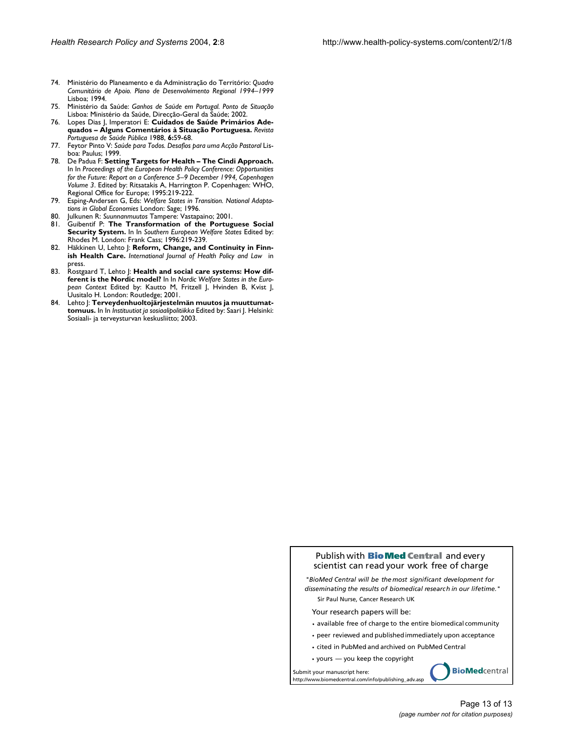74. Ministério do Planeamento e da Administração do Território: *Quadro Comunitário de Apoio. Plano de Desenvolvimento Regional 1994–1999* Lisboa; 1994.
75. Ministério da Saúde: *Ganhos de Saúde em Portugal. Ponto de Situação* Lisboa: Ministério da Saúde, Direcção-Geral da Saúde; 2002.
76. Lopes Dias J, Imperatori E: **Cuidados de Saúde Primários Adequados – Alguns Comentários à Situação Portuguesa.** *Revista Portuguesa de Saúde Pública* 1988, **6:**59-68.
77. Feytor Pinto V: *Saúde para Todos. Desafios para uma Acção Pastoral* Lisboa: Paulus; 1999.
78. De Padua F: **Setting Targets for Health – The Cindi Approach.** In In *Proceedings of the European Health Policy Conference: Opportunities for the Future: Report on a Conference 5–9 December 1994, Copenhagen Volume 3*. Edited by: Ritsatakis A, Harrington P. Copenhagen: WHO, Regional Office for Europe; 1995:219-222.
79. Esping-Andersen G, Eds: *Welfare States in Transition. National Adaptations in Global Economies* London: Sage; 1996.
80. Julkunen R: *Suunnanmuutos* Tampere: Vastapaino; 2001.
81. Guibentif P: **The Transformation of the Portuguese Social Security System.** In In *Southern European Welfare States* Edited by: Rhodes M. London: Frank Cass; 1996:219-239.
82. Häkkinen U, Lehto J: **Reform, Change, and Continuity in Finnish Health Care.** *International Journal of Health Policy and Law* in press.
83. Rostgaard T, Lehto J: **Health and social care systems: How different is the Nordic model?** In In *Nordic Welfare States in the European Context* Edited by: Kautto M, Fritzell J, Hvinden B, Kvist J, Uusitalo H. London: Routledge; 2001.
84. Lehto J: **Terveydenhuoltojärjestelmän muutos ja muuttumattomuus.** In In *Instituutiot ja sosiaalipolitiikka* Edited by: Saari J. Helsinki: Sosiaali- ja terveysturvan keskusliitto; 2003.

Publish with **BioMed Central** and every scientist can read your work free of charge

*"BioMed Central will be the most significant development for disseminating the results of biomedical research in our lifetime."*

Sir Paul Nurse, Cancer Research UK

Your research papers will be:

- available free of charge to the entire biomedical community
- peer reviewed and published immediately upon acceptance
- cited in PubMed and archived on PubMed Central
- yours — you keep the copyright

Submit your manuscript here:
http://www.biomedcentral.com/info/publishing_adv.asp

**BioMed**central